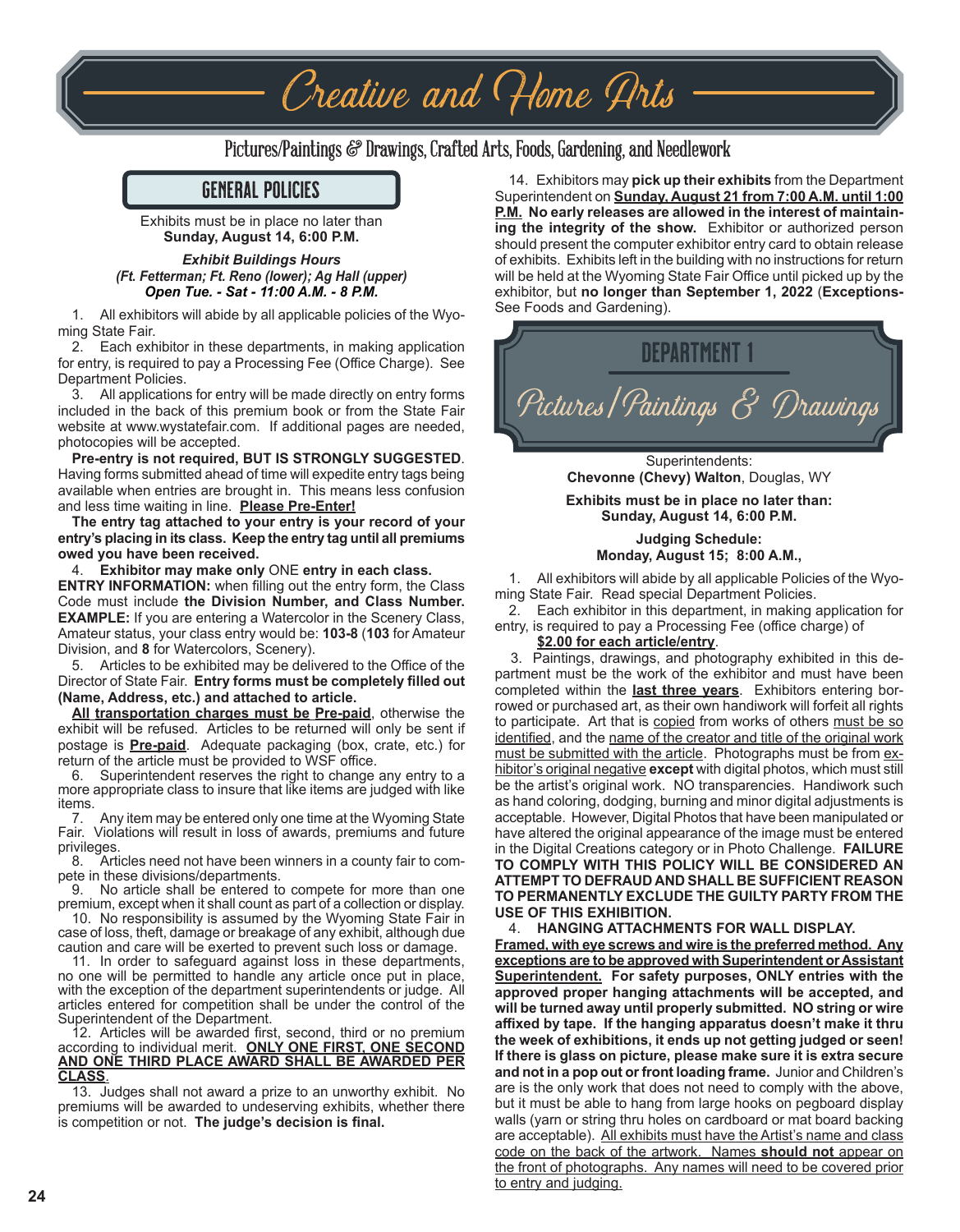# Creative and Home Arts

Pictures/Paintings & Drawings, Crafted Arts, Foods, Gardening, and Needlework

## GENERAL POLICIES

Exhibits must be in place no later than
**Sunday, August 14, 6:00 P.M.**

***Exhibit Buildings Hours***
***(Ft. Fetterman; Ft. Reno (lower); Ag Hall (upper)***
***Open Tue. - Sat - 11:00 A.M. - 8 P.M.***

1. All exhibitors will abide by all applicable policies of the Wyoming State Fair.
2. Each exhibitor in these departments, in making application for entry, is required to pay a Processing Fee (Office Charge). See Department Policies.
3. All applications for entry will be made directly on entry forms included in the back of this premium book or from the State Fair website at www.wystatefair.com. If additional pages are needed, photocopies will be accepted.

**Pre-entry is not required, BUT IS STRONGLY SUGGESTED**. Having forms submitted ahead of time will expedite entry tags being available when entries are brought in. This means less confusion and less time waiting in line. **Please Pre-Enter!**

**The entry tag attached to your entry is your record of your entry's placing in its class. Keep the entry tag until all premiums owed you have been received.**

4. **Exhibitor may make only** ONE **entry in each class.**

**ENTRY INFORMATION:** when filling out the entry form, the Class Code must include **the Division Number, and Class Number. EXAMPLE:** If you are entering a Watercolor in the Scenery Class, Amateur status, your class entry would be: **103-8** (**103** for Amateur Division, and **8** for Watercolors, Scenery).

5. Articles to be exhibited may be delivered to the Office of the Director of State Fair. **Entry forms must be completely filled out (Name, Address, etc.) and attached to article.**

**All transportation charges must be Pre-paid**, otherwise the exhibit will be refused. Articles to be returned will only be sent if postage is **Pre-paid**. Adequate packaging (box, crate, etc.) for return of the article must be provided to WSF office.

6. Superintendent reserves the right to change any entry to a more appropriate class to insure that like items are judged with like items.
7. Any item may be entered only one time at the Wyoming State Fair. Violations will result in loss of awards, premiums and future privileges.
8. Articles need not have been winners in a county fair to compete in these divisions/departments.
9. No article shall be entered to compete for more than one premium, except when it shall count as part of a collection or display.
10. No responsibility is assumed by the Wyoming State Fair in case of loss, theft, damage or breakage of any exhibit, although due caution and care will be exerted to prevent such loss or damage.
11. In order to safeguard against loss in these departments, no one will be permitted to handle any article once put in place, with the exception of the department superintendents or judge. All articles entered for competition shall be under the control of the Superintendent of the Department.
12. Articles will be awarded first, second, third or no premium according to individual merit. **ONLY ONE FIRST, ONE SECOND AND ONE THIRD PLACE AWARD SHALL BE AWARDED PER CLASS**.
13. Judges shall not award a prize to an unworthy exhibit. No premiums will be awarded to undeserving exhibits, whether there is competition or not. **The judge's decision is final.**
14. Exhibitors may **pick up their exhibits** from the Department Superintendent on **Sunday, August 21 from 7:00 A.M. until 1:00 P.M. No early releases are allowed in the interest of maintaining the integrity of the show.** Exhibitor or authorized person should present the computer exhibitor entry card to obtain release of exhibits. Exhibits left in the building with no instructions for return will be held at the Wyoming State Fair Office until picked up by the exhibitor, but **no longer than September 1, 2022** (**Exceptions**- See Foods and Gardening).

## DEPARTMENT 1
## Pictures/Paintings & Drawings

Superintendents:
**Chevonne (Chevy) Walton**, Douglas, WY

**Exhibits must be in place no later than:**
**Sunday, August 14, 6:00 P.M.**

**Judging Schedule:**
**Monday, August 15; 8:00 A.M.,**

1. All exhibitors will abide by all applicable Policies of the Wyoming State Fair. Read special Department Policies.
2. Each exhibitor in this department, in making application for entry, is required to pay a Processing Fee (office charge) of **$2.00 for each article/entry**.
3. Paintings, drawings, and photography exhibited in this department must be the work of the exhibitor and must have been completed within the **last three years**. Exhibitors entering borrowed or purchased art, as their own handiwork will forfeit all rights to participate. Art that is copied from works of others must be so identified, and the name of the creator and title of the original work must be submitted with the article. Photographs must be from exhibitor's original negative **except** with digital photos, which must still be the artist's original work. NO transparencies. Handiwork such as hand coloring, dodging, burning and minor digital adjustments is acceptable. However, Digital Photos that have been manipulated or have altered the original appearance of the image must be entered in the Digital Creations category or in Photo Challenge. **FAILURE TO COMPLY WITH THIS POLICY WILL BE CONSIDERED AN ATTEMPT TO DEFRAUD AND SHALL BE SUFFICIENT REASON TO PERMANENTLY EXCLUDE THE GUILTY PARTY FROM THE USE OF THIS EXHIBITION.**
4. **HANGING ATTACHMENTS FOR WALL DISPLAY.**

**Framed, with eye screws and wire is the preferred method. Any exceptions are to be approved with Superintendent or Assistant Superintendent. For safety purposes, ONLY entries with the approved proper hanging attachments will be accepted, and will be turned away until properly submitted. NO string or wire affixed by tape. If the hanging apparatus doesn't make it thru the week of exhibitions, it ends up not getting judged or seen! If there is glass on picture, please make sure it is extra secure and not in a pop out or front loading frame.** Junior and Children's are is the only work that does not need to comply with the above, but it must be able to hang from large hooks on pegboard display walls (yarn or string thru holes on cardboard or mat board backing are acceptable). All exhibits must have the Artist's name and class code on the back of the artwork. Names **should not** appear on the front of photographs. Any names will need to be covered prior to entry and judging.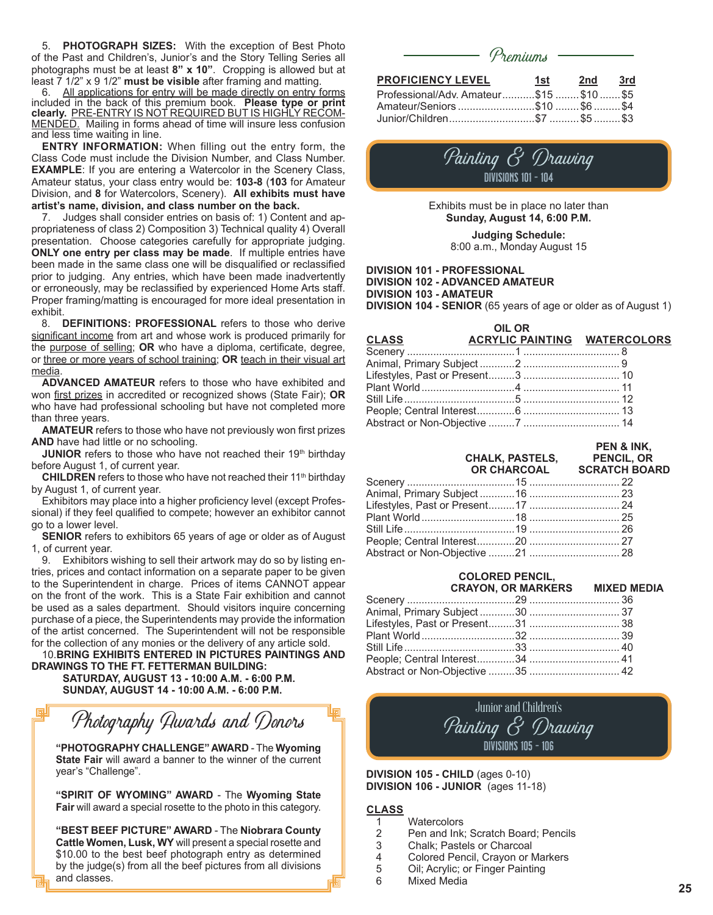5. **PHOTOGRAPH SIZES:** With the exception of Best Photo of the Past and Children's, Junior's and the Story Telling Series all photographs must be at least **8" x 10"**. Cropping is allowed but at least 7 1/2" x 9 1/2" **must be visible** after framing and matting.

6. All applications for entry will be made directly on entry forms included in the back of this premium book. **Please type or print clearly.** PRE-ENTRY IS NOT REQUIRED BUT IS HIGHLY RECOMMENDED. Mailing in forms ahead of time will insure less confusion and less time waiting in line.

**ENTRY INFORMATION:** When filling out the entry form, the Class Code must include the Division Number, and Class Number. **EXAMPLE**: If you are entering a Watercolor in the Scenery Class, Amateur status, your class entry would be: **103-8** (**103** for Amateur Division, and **8** for Watercolors, Scenery). **All exhibits must have artist's name, division, and class number on the back.**

7. Judges shall consider entries on basis of: 1) Content and appropriateness of class 2) Composition 3) Technical quality 4) Overall presentation. Choose categories carefully for appropriate judging. **ONLY one entry per class may be made**. If multiple entries have been made in the same class one will be disqualified or reclassified prior to judging. Any entries, which have been made inadvertently or erroneously, may be reclassified by experienced Home Arts staff. Proper framing/matting is encouraged for more ideal presentation in exhibit.

8. **DEFINITIONS: PROFESSIONAL** refers to those who derive significant income from art and whose work is produced primarily for the purpose of selling; **OR** who have a diploma, certificate, degree, or three or more years of school training; **OR** teach in their visual art media.

**ADVANCED AMATEUR** refers to those who have exhibited and won first prizes in accredited or recognized shows (State Fair); **OR** who have had professional schooling but have not completed more than three years.

**AMATEUR** refers to those who have not previously won first prizes **AND** have had little or no schooling.

**JUNIOR** refers to those who have not reached their 19th birthday before August 1, of current year.

**CHILDREN** refers to those who have not reached their 11th birthday by August 1, of current year.

Exhibitors may place into a higher proficiency level (except Professional) if they feel qualified to compete; however an exhibitor cannot go to a lower level.

**SENIOR** refers to exhibitors 65 years of age or older as of August 1, of current year.

9. Exhibitors wishing to sell their artwork may do so by listing entries, prices and contact information on a separate paper to be given to the Superintendent in charge. Prices of items CANNOT appear on the front of the work. This is a State Fair exhibition and cannot be used as a sales department. Should visitors inquire concerning purchase of a piece, the Superintendents may provide the information of the artist concerned. The Superintendent will not be responsible for the collection of any monies or the delivery of any article sold.

10. **BRING EXHIBITS ENTERED IN PICTURES PAINTINGS AND DRAWINGS TO THE FT. FETTERMAN BUILDING:**

**SATURDAY, AUGUST 13 - 10:00 A.M. - 6:00 P.M.**
**SUNDAY, AUGUST 14 - 10:00 A.M. - 6:00 P.M.**

## Photography Awards and Donors

**"PHOTOGRAPHY CHALLENGE" AWARD** - The **Wyoming State Fair** will award a banner to the winner of the current year's "Challenge".

**"SPIRIT OF WYOMING" AWARD** - The **Wyoming State Fair** will award a special rosette to the photo in this category.

**"BEST BEEF PICTURE" AWARD** - The **Niobrara County Cattle Women, Lusk, WY** will present a special rosette and $10.00 to the best beef photograph entry as determined by the judge(s) from all the beef pictures from all divisions and classes.

## Premiums

| PROFICIENCY LEVEL | 1st | 2nd | 3rd |
|---|---|---|---|
| Professional/Adv. Amateur | $15 | $10 | $5 |
| Amateur/Seniors | $10 | $6 | $4 |
| Junior/Children | $7 | $5 | $3 |

## Painting & Drawing
### DIVISIONS 101 - 104

Exhibits must be in place no later than
**Sunday, August 14, 6:00 P.M.**

**Judging Schedule:**
8:00 a.m., Monday August 15

**DIVISION 101 - PROFESSIONAL**
**DIVISION 102 - ADVANCED AMATEUR**
**DIVISION 103 - AMATEUR**
**DIVISION 104 - SENIOR** (65 years of age or older as of August 1)

| CLASS | OIL OR ACRYLIC PAINTING | WATERCOLORS |
|---|---|---|
| Scenery | 1 | 8 |
| Animal, Primary Subject | 2 | 9 |
| Lifestyles, Past or Present | 3 | 10 |
| Plant World | 4 | 11 |
| Still Life | 5 | 12 |
| People; Central Interest | 6 | 13 |
| Abstract or Non-Objective | 7 | 14 |

| | CHALK, PASTELS, OR CHARCOAL | PEN & INK, PENCIL, OR SCRATCH BOARD |
|---|---|---|
| Scenery | 15 | 22 |
| Animal, Primary Subject | 16 | 23 |
| Lifestyles, Past or Present | 17 | 24 |
| Plant World | 18 | 25 |
| Still Life | 19 | 26 |
| People; Central Interest | 20 | 27 |
| Abstract or Non-Objective | 21 | 28 |

| | COLORED PENCIL, CRAYON, OR MARKERS | MIXED MEDIA |
|---|---|---|
| Scenery | 29 | 36 |
| Animal, Primary Subject | 30 | 37 |
| Lifestyles, Past or Present | 31 | 38 |
| Plant World | 32 | 39 |
| Still Life | 33 | 40 |
| People; Central Interest | 34 | 41 |
| Abstract or Non-Objective | 35 | 42 |

## Junior and Children's Painting & Drawing
### DIVISIONS 105 - 106

**DIVISION 105 - CHILD** (ages 0-10)
**DIVISION 106 - JUNIOR** (ages 11-18)

| CLASS | |
|---|---|
| 1 | Watercolors |
| 2 | Pen and Ink; Scratch Board; Pencils |
| 3 | Chalk; Pastels or Charcoal |
| 4 | Colored Pencil, Crayon or Markers |
| 5 | Oil; Acrylic; or Finger Painting |
| 6 | Mixed Media |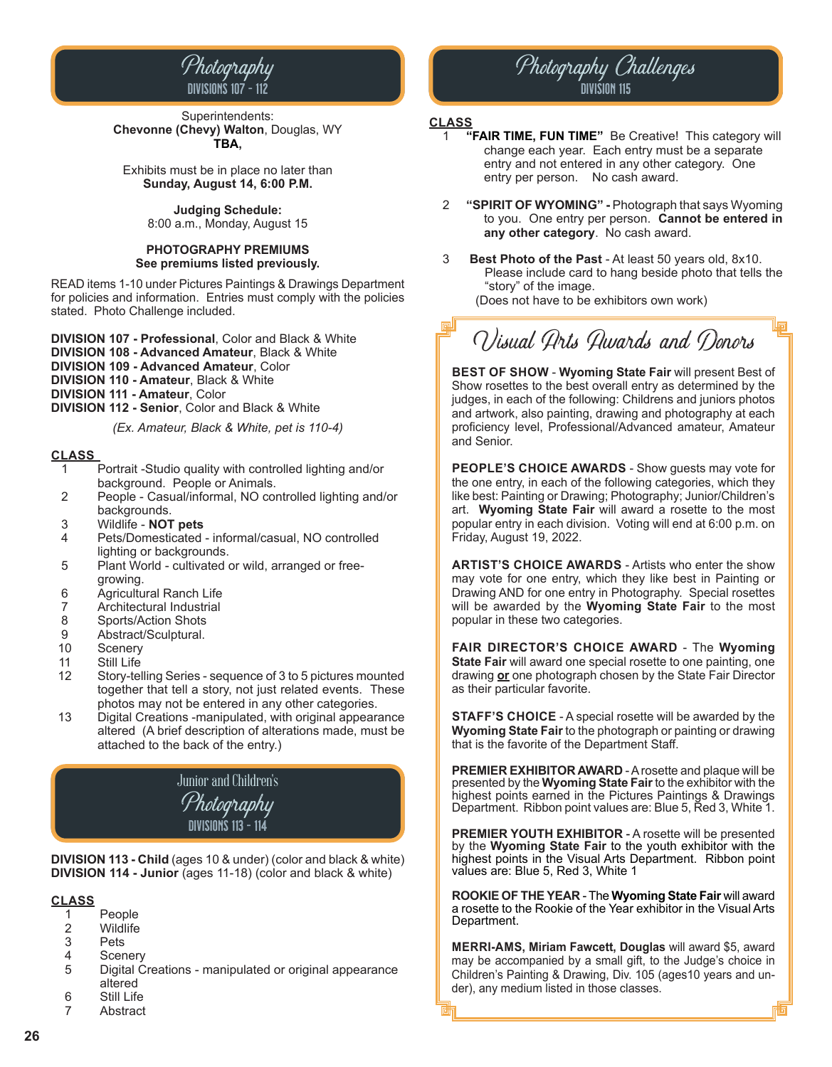# Photography

## DIVISIONS 107 - 112

Superintendents:
**Chevonne (Chevy) Walton**, Douglas, WY
**TBA,**

Exhibits must be in place no later than
**Sunday, August 14, 6:00 P.M.**

**Judging Schedule:**
8:00 a.m., Monday, August 15

**PHOTOGRAPHY PREMIUMS**
**See premiums listed previously.**

READ items 1-10 under Pictures Paintings & Drawings Department for policies and information. Entries must comply with the policies stated. Photo Challenge included.

**DIVISION 107 - Professional**, Color and Black & White
**DIVISION 108 - Advanced Amateur**, Black & White
**DIVISION 109 - Advanced Amateur**, Color
**DIVISION 110 - Amateur**, Black & White
**DIVISION 111 - Amateur**, Color
**DIVISION 112 - Senior**, Color and Black & White

*(Ex. Amateur, Black & White, pet is 110-4)*

**CLASS**

1. Portrait -Studio quality with controlled lighting and/or background. People or Animals.
2. People - Casual/informal, NO controlled lighting and/or backgrounds.
3. Wildlife - **NOT pets**
4. Pets/Domesticated - informal/casual, NO controlled lighting or backgrounds.
5. Plant World - cultivated or wild, arranged or free-growing.
6. Agricultural Ranch Life
7. Architectural Industrial
8. Sports/Action Shots
9. Abstract/Sculptural.
10. Scenery
11. Still Life
12. Story-telling Series - sequence of 3 to 5 pictures mounted together that tell a story, not just related events. These photos may not be entered in any other categories.
13. Digital Creations -manipulated, with original appearance altered (A brief description of alterations made, must be attached to the back of the entry.)

# Junior and Children's Photography

## DIVISIONS 113 - 114

**DIVISION 113 - Child** (ages 10 & under) (color and black & white)
**DIVISION 114 - Junior** (ages 11-18) (color and black & white)

**CLASS**

1. People
2. Wildlife
3. Pets
4. Scenery
5. Digital Creations - manipulated or original appearance altered
6. Still Life
7. Abstract

# Photography Challenges

## DIVISION 115

**CLASS**

1. **"FAIR TIME, FUN TIME"** Be Creative! This category will change each year. Each entry must be a separate entry and not entered in any other category. One entry per person. No cash award.
2. **"SPIRIT OF WYOMING" -** Photograph that says Wyoming to you. One entry per person. **Cannot be entered in any other category**. No cash award.
3. **Best Photo of the Past** - At least 50 years old, 8x10. Please include card to hang beside photo that tells the "story" of the image. (Does not have to be exhibitors own work)

# Visual Arts Awards and Donors

**BEST OF SHOW - Wyoming State Fair** will present Best of Show rosettes to the best overall entry as determined by the judges, in each of the following: Childrens and juniors photos and artwork, also painting, drawing and photography at each proficiency level, Professional/Advanced amateur, Amateur and Senior.

**PEOPLE'S CHOICE AWARDS** - Show guests may vote for the one entry, in each of the following categories, which they like best: Painting or Drawing; Photography; Junior/Children's art. **Wyoming State Fair** will award a rosette to the most popular entry in each division. Voting will end at 6:00 p.m. on Friday, August 19, 2022.

**ARTIST'S CHOICE AWARDS** - Artists who enter the show may vote for one entry, which they like best in Painting or Drawing AND for one entry in Photography. Special rosettes will be awarded by the **Wyoming State Fair** to the most popular in these two categories.

**FAIR DIRECTOR'S CHOICE AWARD** - The **Wyoming State Fair** will award one special rosette to one painting, one drawing **or** one photograph chosen by the State Fair Director as their particular favorite.

**STAFF'S CHOICE** - A special rosette will be awarded by the **Wyoming State Fair** to the photograph or painting or drawing that is the favorite of the Department Staff.

**PREMIER EXHIBITOR AWARD** - A rosette and plaque will be presented by the **Wyoming State Fair** to the exhibitor with the highest points earned in the Pictures Paintings & Drawings Department. Ribbon point values are: Blue 5, Red 3, White 1.

**PREMIER YOUTH EXHIBITOR** - A rosette will be presented by the **Wyoming State Fair** to the youth exhibitor with the highest points in the Visual Arts Department. Ribbon point values are: Blue 5, Red 3, White 1

**ROOKIE OF THE YEAR** - The **Wyoming State Fair** will award a rosette to the Rookie of the Year exhibitor in the Visual Arts Department.

**MERRI-AMS, Miriam Fawcett, Douglas** will award $5, award may be accompanied by a small gift, to the Judge's choice in Children's Painting & Drawing, Div. 105 (ages10 years and under), any medium listed in those classes.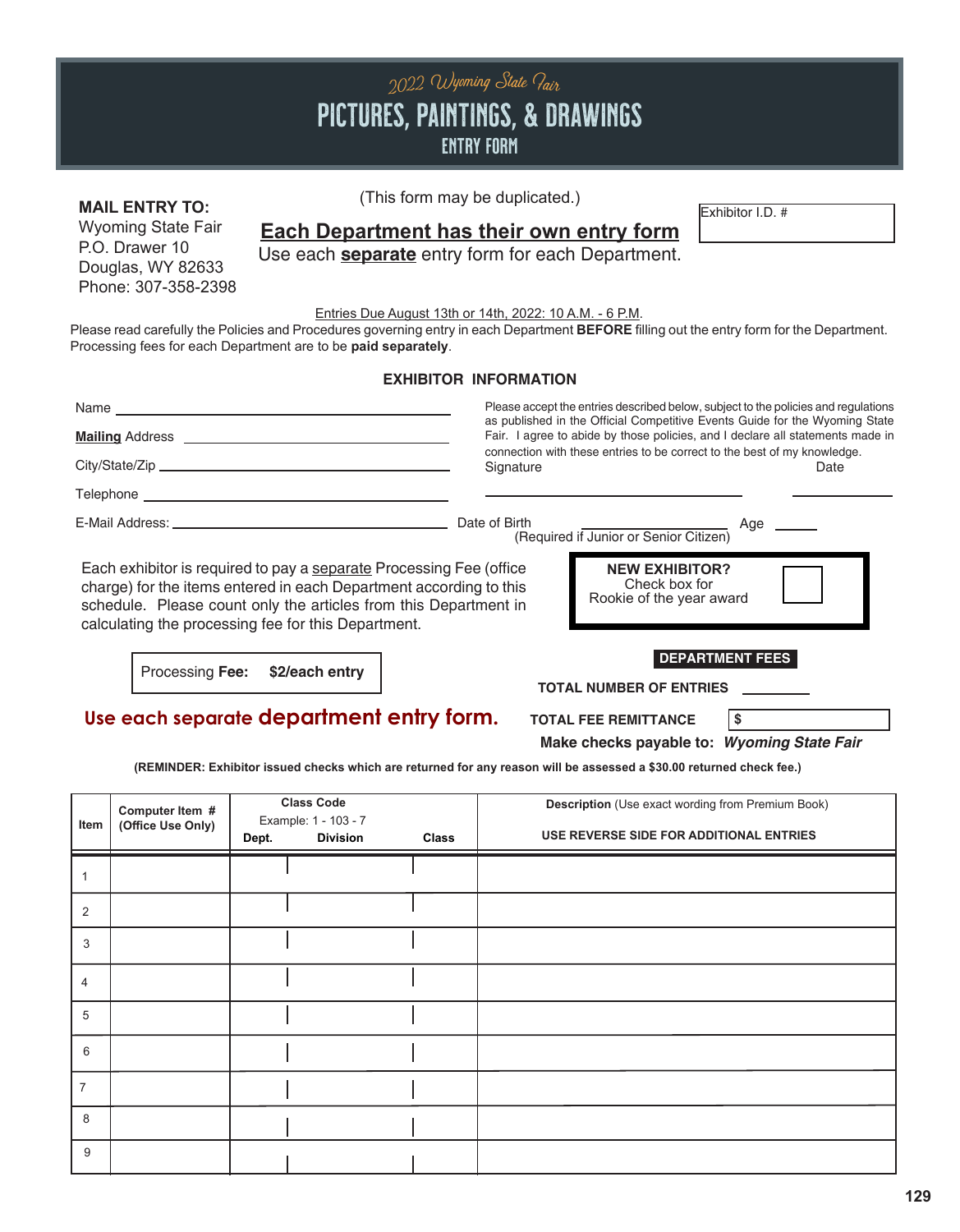*2022 Wyoming State Fair*

# PICTURES, PAINTINGS, & DRAWINGS

## ENTRY FORM

**MAIL ENTRY TO:**
Wyoming State Fair
P.O. Drawer 10
Douglas, WY 82633
Phone: 307-358-2398

(This form may be duplicated.)

**Each Department has their own entry form**
Use each **separate** entry form for each Department.

Exhibitor I.D. #

Entries Due August 13th or 14th, 2022: 10 A.M. - 6 P.M.

Please read carefully the Policies and Procedures governing entry in each Department **BEFORE** filling out the entry form for the Department. Processing fees for each Department are to be **paid separately**.

### EXHIBITOR INFORMATION

Name ______________________________

**Mailing** Address ______________________________

City/State/Zip ______________________________

Telephone ______________________________

E-Mail Address: ______________________________

Please accept the entries described below, subject to the policies and regulations as published in the Official Competitive Events Guide for the Wyoming State Fair. I agree to abide by those policies, and I declare all statements made in connection with these entries to be correct to the best of my knowledge.

Signature ______________________ Date __________

Date of Birth ______________ Age ______
(Required if Junior or Senior Citizen)

Each exhibitor is required to pay a separate Processing Fee (office charge) for the items entered in each Department according to this schedule. Please count only the articles from this Department in calculating the processing fee for this Department.

**NEW EXHIBITOR?**
Check box for
Rookie of the year award ☐

Processing **Fee:** **$2/each entry**

**DEPARTMENT FEES**

**TOTAL NUMBER OF ENTRIES** ________

**TOTAL FEE REMITTANCE** $ ________

**Make checks payable to:** ***Wyoming State Fair***

**Use each separate department entry form.**

**(REMINDER: Exhibitor issued checks which are returned for any reason will be assessed a $30.00 returned check fee.)**

| Item | Computer Item # (Office Use Only) | Class Code Example: 1 - 103 - 7 Dept. | Division | Class | **Description** (Use exact wording from Premium Book) USE REVERSE SIDE FOR ADDITIONAL ENTRIES |
|---|---|---|---|---|---|
| 1 | | | | | |
| 2 | | | | | |
| 3 | | | | | |
| 4 | | | | | |
| 5 | | | | | |
| 6 | | | | | |
| 7 | | | | | |
| 8 | | | | | |
| 9 | | | | | |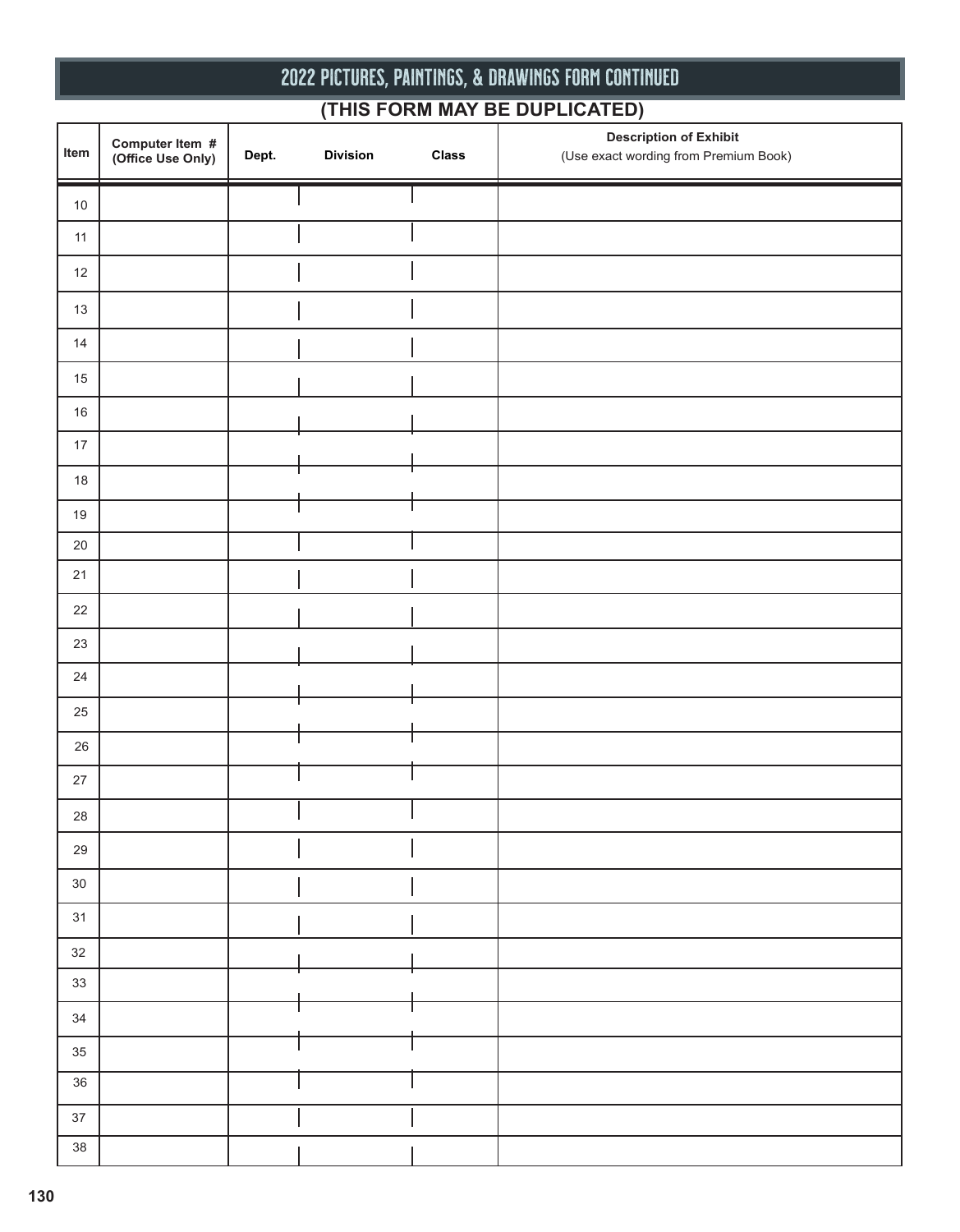# 2022 PICTURES, PAINTINGS, & DRAWINGS FORM CONTINUED

**(THIS FORM MAY BE DUPLICATED)**

| Item | Computer Item # (Office Use Only) | Dept. | Division | Class | Description of Exhibit (Use exact wording from Premium Book) |
|---|---|---|---|---|---|
| 10 | | | | | |
| 11 | | | | | |
| 12 | | | | | |
| 13 | | | | | |
| 14 | | | | | |
| 15 | | | | | |
| 16 | | | | | |
| 17 | | | | | |
| 18 | | | | | |
| 19 | | | | | |
| 20 | | | | | |
| 21 | | | | | |
| 22 | | | | | |
| 23 | | | | | |
| 24 | | | | | |
| 25 | | | | | |
| 26 | | | | | |
| 27 | | | | | |
| 28 | | | | | |
| 29 | | | | | |
| 30 | | | | | |
| 31 | | | | | |
| 32 | | | | | |
| 33 | | | | | |
| 34 | | | | | |
| 35 | | | | | |
| 36 | | | | | |
| 37 | | | | | |
| 38 | | | | | |